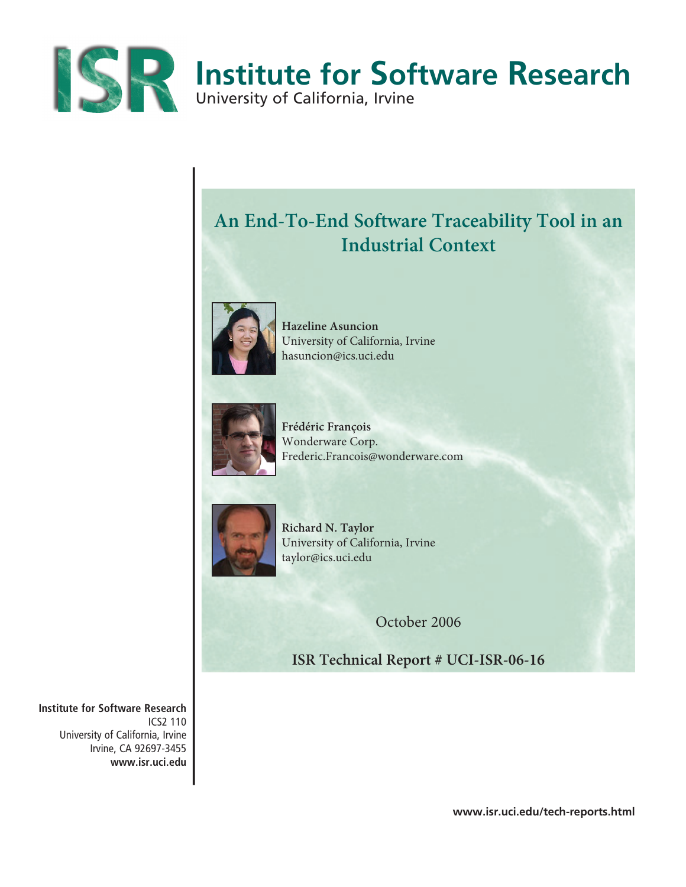# Institute for Software Research

University of California, Irvine

## An End-To-End Software Traceability Tool in an Industrial Context

**Hazeline Asuncion**
University of California, Irvine
hasuncion@ics.uci.edu

**Frédéric François**
Wonderware Corp.
Frederic.Francois@wonderware.com

**Richard N. Taylor**
University of California, Irvine
taylor@ics.uci.edu

October 2006

**ISR Technical Report # UCI-ISR-06-16**

**Institute for Software Research**
ICS2 110
University of California, Irvine
Irvine, CA 92697-3455
**www.isr.uci.edu**

**www.isr.uci.edu/tech-reports.html**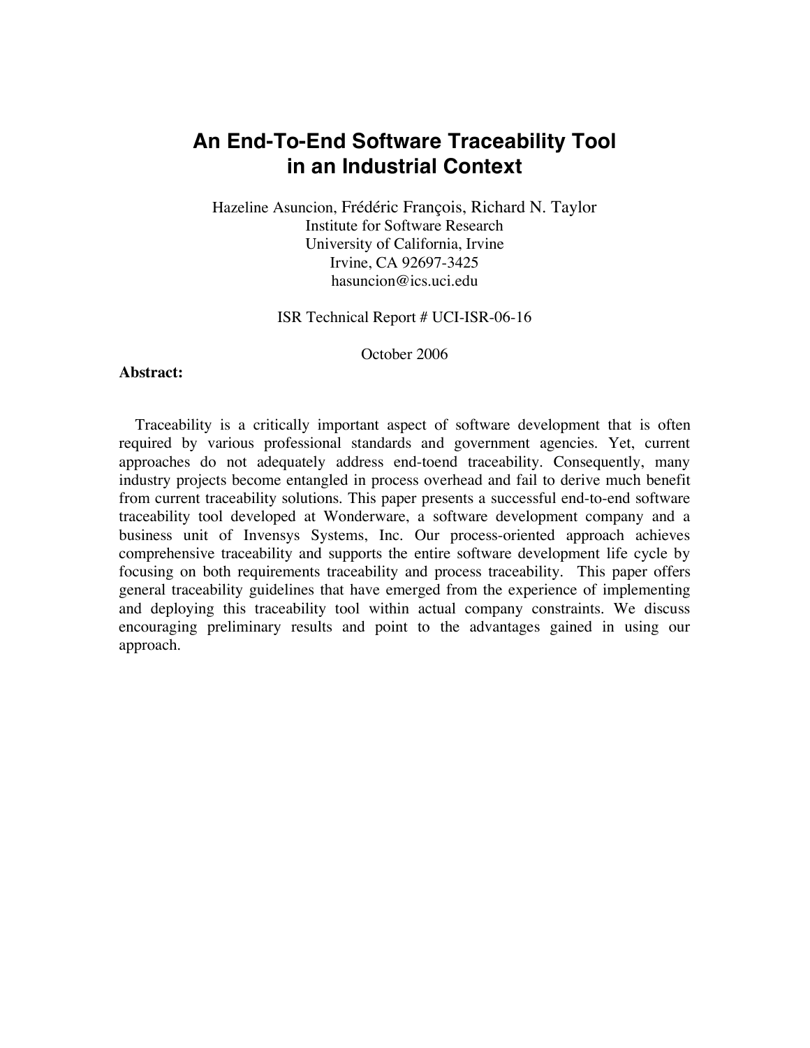# An End-To-End Software Traceability Tool in an Industrial Context

Hazeline Asuncion, Frédéric François, Richard N. Taylor
Institute for Software Research
University of California, Irvine
Irvine, CA 92697-3425
hasuncion@ics.uci.edu

ISR Technical Report # UCI-ISR-06-16

October 2006

**Abstract:**

Traceability is a critically important aspect of software development that is often required by various professional standards and government agencies. Yet, current approaches do not adequately address end-toend traceability. Consequently, many industry projects become entangled in process overhead and fail to derive much benefit from current traceability solutions. This paper presents a successful end-to-end software traceability tool developed at Wonderware, a software development company and a business unit of Invensys Systems, Inc. Our process-oriented approach achieves comprehensive traceability and supports the entire software development life cycle by focusing on both requirements traceability and process traceability. This paper offers general traceability guidelines that have emerged from the experience of implementing and deploying this traceability tool within actual company constraints. We discuss encouraging preliminary results and point to the advantages gained in using our approach.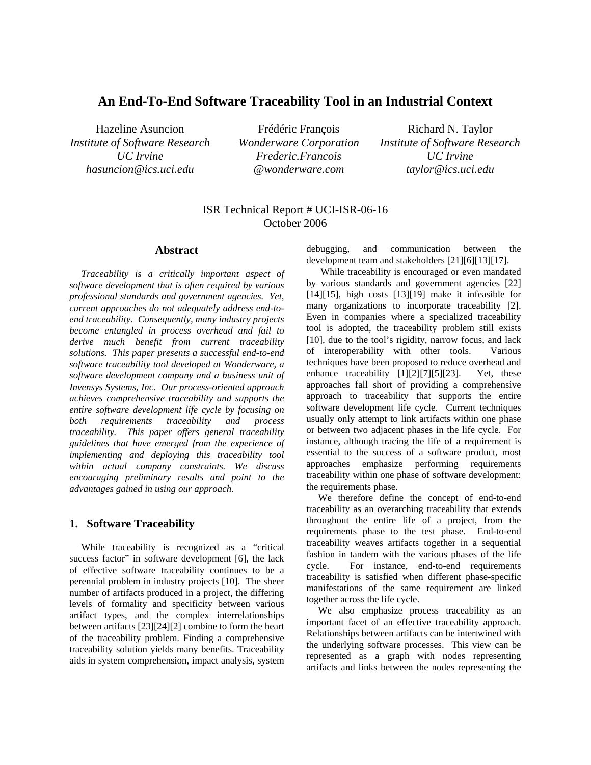# An End-To-End Software Traceability Tool in an Industrial Context

Hazeline Asuncion
*Institute of Software Research*
*UC Irvine*
*hasuncion@ics.uci.edu*

Frédéric François
*Wonderware Corporation*
*Frederic.Francois*
*@wonderware.com*

Richard N. Taylor
*Institute of Software Research*
*UC Irvine*
*taylor@ics.uci.edu*

ISR Technical Report # UCI-ISR-06-16
October 2006

## Abstract

*Traceability is a critically important aspect of software development that is often required by various professional standards and government agencies. Yet, current approaches do not adequately address end-to-end traceability. Consequently, many industry projects become entangled in process overhead and fail to derive much benefit from current traceability solutions. This paper presents a successful end-to-end software traceability tool developed at Wonderware, a software development company and a business unit of Invensys Systems, Inc. Our process-oriented approach achieves comprehensive traceability and supports the entire software development life cycle by focusing on both requirements traceability and process traceability. This paper offers general traceability guidelines that have emerged from the experience of implementing and deploying this traceability tool within actual company constraints. We discuss encouraging preliminary results and point to the advantages gained in using our approach.*

## 1. Software Traceability

While traceability is recognized as a "critical success factor" in software development [6], the lack of effective software traceability continues to be a perennial problem in industry projects [10]. The sheer number of artifacts produced in a project, the differing levels of formality and specificity between various artifact types, and the complex interrelationships between artifacts [23][24][2] combine to form the heart of the traceability problem. Finding a comprehensive traceability solution yields many benefits. Traceability aids in system comprehension, impact analysis, system debugging, and communication between the development team and stakeholders [21][6][13][17].

While traceability is encouraged or even mandated by various standards and government agencies [22][14][15], high costs [13][19] make it infeasible for many organizations to incorporate traceability [2]. Even in companies where a specialized traceability tool is adopted, the traceability problem still exists [10], due to the tool's rigidity, narrow focus, and lack of interoperability with other tools. Various techniques have been proposed to reduce overhead and enhance traceability [1][2][7][5][23]. Yet, these approaches fall short of providing a comprehensive approach to traceability that supports the entire software development life cycle. Current techniques usually only attempt to link artifacts within one phase or between two adjacent phases in the life cycle. For instance, although tracing the life of a requirement is essential to the success of a software product, most approaches emphasize performing requirements traceability within one phase of software development: the requirements phase.

We therefore define the concept of end-to-end traceability as an overarching traceability that extends throughout the entire life of a project, from the requirements phase to the test phase. End-to-end traceability weaves artifacts together in a sequential fashion in tandem with the various phases of the life cycle. For instance, end-to-end requirements traceability is satisfied when different phase-specific manifestations of the same requirement are linked together across the life cycle.

We also emphasize process traceability as an important facet of an effective traceability approach. Relationships between artifacts can be intertwined with the underlying software processes. This view can be represented as a graph with nodes representing artifacts and links between the nodes representing the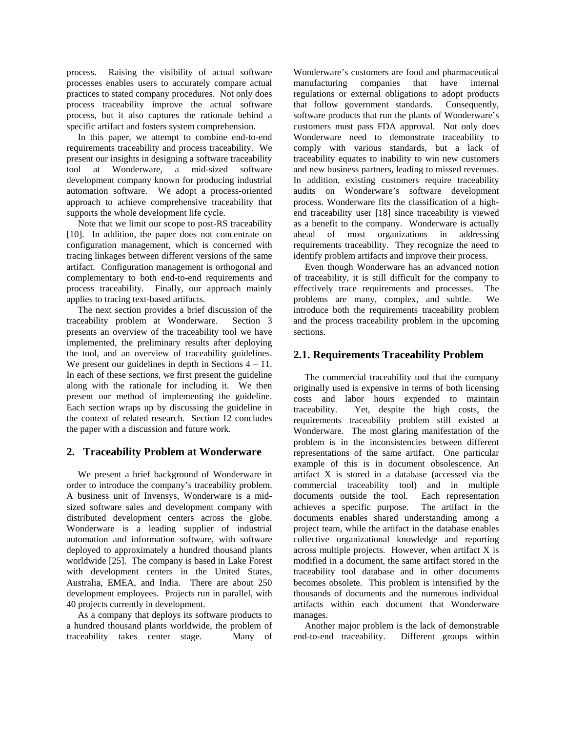process. Raising the visibility of actual software processes enables users to accurately compare actual practices to stated company procedures. Not only does process traceability improve the actual software process, but it also captures the rationale behind a specific artifact and fosters system comprehension.

In this paper, we attempt to combine end-to-end requirements traceability and process traceability. We present our insights in designing a software traceability tool at Wonderware, a mid-sized software development company known for producing industrial automation software. We adopt a process-oriented approach to achieve comprehensive traceability that supports the whole development life cycle.

Note that we limit our scope to post-RS traceability [10]. In addition, the paper does not concentrate on configuration management, which is concerned with tracing linkages between different versions of the same artifact. Configuration management is orthogonal and complementary to both end-to-end requirements and process traceability. Finally, our approach mainly applies to tracing text-based artifacts.

The next section provides a brief discussion of the traceability problem at Wonderware. Section 3 presents an overview of the traceability tool we have implemented, the preliminary results after deploying the tool, and an overview of traceability guidelines. We present our guidelines in depth in Sections 4 – 11. In each of these sections, we first present the guideline along with the rationale for including it. We then present our method of implementing the guideline. Each section wraps up by discussing the guideline in the context of related research. Section 12 concludes the paper with a discussion and future work.

## 2. Traceability Problem at Wonderware

We present a brief background of Wonderware in order to introduce the company's traceability problem. A business unit of Invensys, Wonderware is a mid-sized software sales and development company with distributed development centers across the globe. Wonderware is a leading supplier of industrial automation and information software, with software deployed to approximately a hundred thousand plants worldwide [25]. The company is based in Lake Forest with development centers in the United States, Australia, EMEA, and India. There are about 250 development employees. Projects run in parallel, with 40 projects currently in development.

As a company that deploys its software products to a hundred thousand plants worldwide, the problem of traceability takes center stage. Many of Wonderware's customers are food and pharmaceutical manufacturing companies that have internal regulations or external obligations to adopt products that follow government standards. Consequently, software products that run the plants of Wonderware's customers must pass FDA approval. Not only does Wonderware need to demonstrate traceability to comply with various standards, but a lack of traceability equates to inability to win new customers and new business partners, leading to missed revenues. In addition, existing customers require traceability audits on Wonderware's software development process. Wonderware fits the classification of a high-end traceability user [18] since traceability is viewed as a benefit to the company. Wonderware is actually ahead of most organizations in addressing requirements traceability. They recognize the need to identify problem artifacts and improve their process.

Even though Wonderware has an advanced notion of traceability, it is still difficult for the company to effectively trace requirements and processes. The problems are many, complex, and subtle. We introduce both the requirements traceability problem and the process traceability problem in the upcoming sections.

### 2.1. Requirements Traceability Problem

The commercial traceability tool that the company originally used is expensive in terms of both licensing costs and labor hours expended to maintain traceability. Yet, despite the high costs, the requirements traceability problem still existed at Wonderware. The most glaring manifestation of the problem is in the inconsistencies between different representations of the same artifact. One particular example of this is in document obsolescence. An artifact X is stored in a database (accessed via the commercial traceability tool) and in multiple documents outside the tool. Each representation achieves a specific purpose. The artifact in the documents enables shared understanding among a project team, while the artifact in the database enables collective organizational knowledge and reporting across multiple projects. However, when artifact X is modified in a document, the same artifact stored in the traceability tool database and in other documents becomes obsolete. This problem is intensified by the thousands of documents and the numerous individual artifacts within each document that Wonderware manages.

Another major problem is the lack of demonstrable end-to-end traceability. Different groups within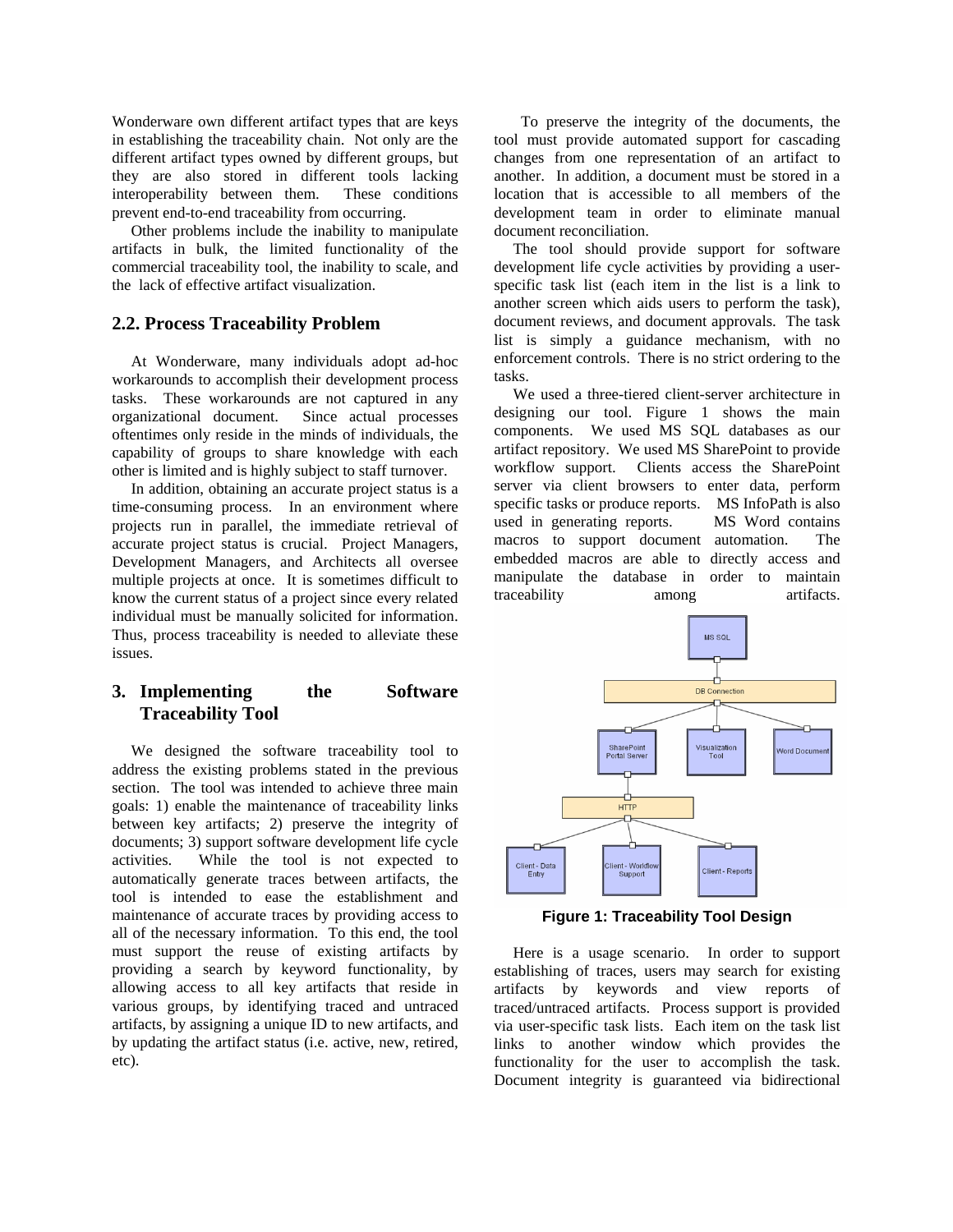Wonderware own different artifact types that are keys in establishing the traceability chain. Not only are the different artifact types owned by different groups, but they are also stored in different tools lacking interoperability between them. These conditions prevent end-to-end traceability from occurring.

Other problems include the inability to manipulate artifacts in bulk, the limited functionality of the commercial traceability tool, the inability to scale, and the lack of effective artifact visualization.

## 2.2. Process Traceability Problem

At Wonderware, many individuals adopt ad-hoc workarounds to accomplish their development process tasks. These workarounds are not captured in any organizational document. Since actual processes oftentimes only reside in the minds of individuals, the capability of groups to share knowledge with each other is limited and is highly subject to staff turnover.

In addition, obtaining an accurate project status is a time-consuming process. In an environment where projects run in parallel, the immediate retrieval of accurate project status is crucial. Project Managers, Development Managers, and Architects all oversee multiple projects at once. It is sometimes difficult to know the current status of a project since every related individual must be manually solicited for information. Thus, process traceability is needed to alleviate these issues.

# 3. Implementing the Software Traceability Tool

We designed the software traceability tool to address the existing problems stated in the previous section. The tool was intended to achieve three main goals: 1) enable the maintenance of traceability links between key artifacts; 2) preserve the integrity of documents; 3) support software development life cycle activities. While the tool is not expected to automatically generate traces between artifacts, the tool is intended to ease the establishment and maintenance of accurate traces by providing access to all of the necessary information. To this end, the tool must support the reuse of existing artifacts by providing a search by keyword functionality, by allowing access to all key artifacts that reside in various groups, by identifying traced and untraced artifacts, by assigning a unique ID to new artifacts, and by updating the artifact status (i.e. active, new, retired, etc).

To preserve the integrity of the documents, the tool must provide automated support for cascading changes from one representation of an artifact to another. In addition, a document must be stored in a location that is accessible to all members of the development team in order to eliminate manual document reconciliation.

The tool should provide support for software development life cycle activities by providing a user-specific task list (each item in the list is a link to another screen which aids users to perform the task), document reviews, and document approvals. The task list is simply a guidance mechanism, with no enforcement controls. There is no strict ordering to the tasks.

We used a three-tiered client-server architecture in designing our tool. Figure 1 shows the main components. We used MS SQL databases as our artifact repository. We used MS SharePoint to provide workflow support. Clients access the SharePoint server via client browsers to enter data, perform specific tasks or produce reports. MS InfoPath is also used in generating reports. MS Word contains macros to support document automation. The embedded macros are able to directly access and manipulate the database in order to maintain traceability among artifacts.

**Figure 1: Traceability Tool Design**

Here is a usage scenario. In order to support establishing of traces, users may search for existing artifacts by keywords and view reports of traced/untraced artifacts. Process support is provided via user-specific task lists. Each item on the task list links to another window which provides the functionality for the user to accomplish the task. Document integrity is guaranteed via bidirectional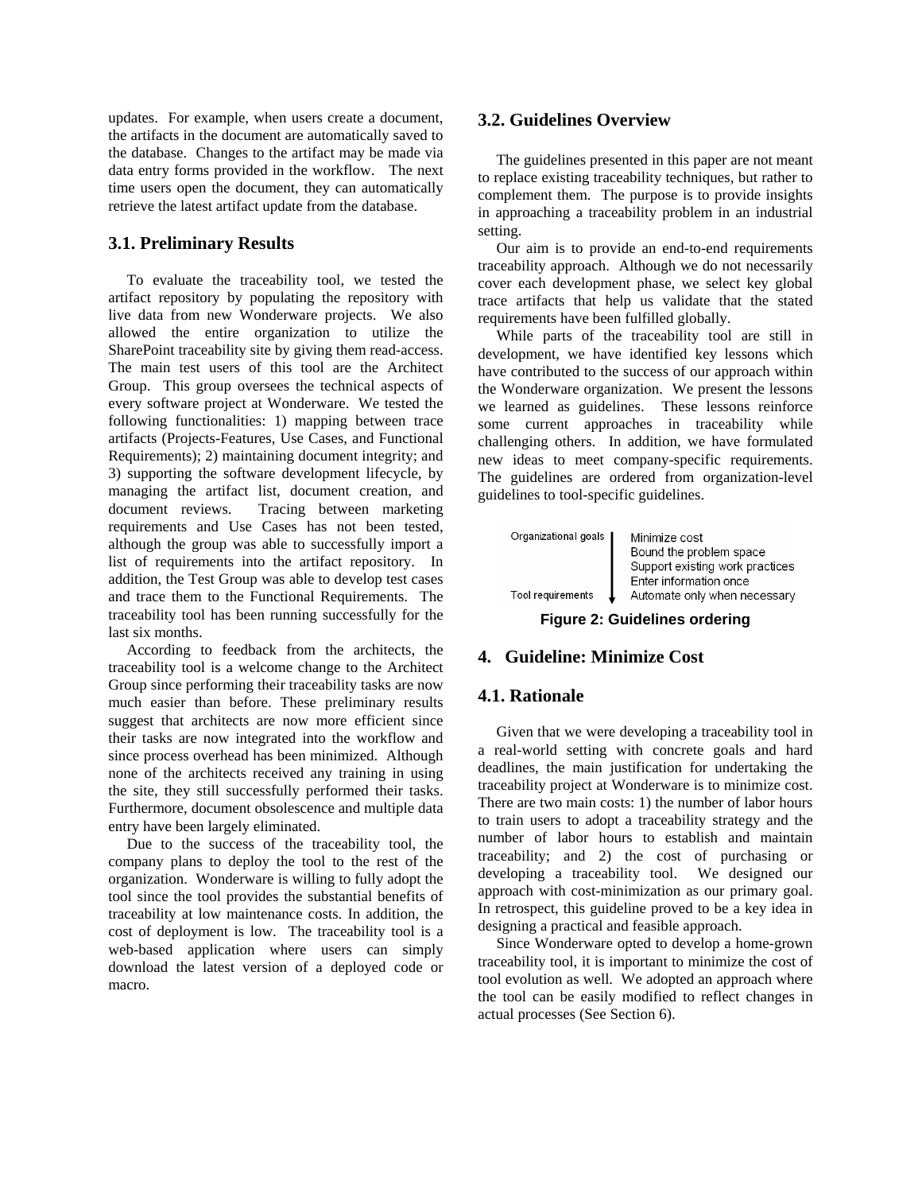updates. For example, when users create a document, the artifacts in the document are automatically saved to the database. Changes to the artifact may be made via data entry forms provided in the workflow. The next time users open the document, they can automatically retrieve the latest artifact update from the database.

### 3.1. Preliminary Results

To evaluate the traceability tool, we tested the artifact repository by populating the repository with live data from new Wonderware projects. We also allowed the entire organization to utilize the SharePoint traceability site by giving them read-access. The main test users of this tool are the Architect Group. This group oversees the technical aspects of every software project at Wonderware. We tested the following functionalities: 1) mapping between trace artifacts (Projects-Features, Use Cases, and Functional Requirements); 2) maintaining document integrity; and 3) supporting the software development lifecycle, by managing the artifact list, document creation, and document reviews. Tracing between marketing requirements and Use Cases has not been tested, although the group was able to successfully import a list of requirements into the artifact repository. In addition, the Test Group was able to develop test cases and trace them to the Functional Requirements. The traceability tool has been running successfully for the last six months.

According to feedback from the architects, the traceability tool is a welcome change to the Architect Group since performing their traceability tasks are now much easier than before. These preliminary results suggest that architects are now more efficient since their tasks are now integrated into the workflow and since process overhead has been minimized. Although none of the architects received any training in using the site, they still successfully performed their tasks. Furthermore, document obsolescence and multiple data entry have been largely eliminated.

Due to the success of the traceability tool, the company plans to deploy the tool to the rest of the organization. Wonderware is willing to fully adopt the tool since the tool provides the substantial benefits of traceability at low maintenance costs. In addition, the cost of deployment is low. The traceability tool is a web-based application where users can simply download the latest version of a deployed code or macro.

### 3.2. Guidelines Overview

The guidelines presented in this paper are not meant to replace existing traceability techniques, but rather to complement them. The purpose is to provide insights in approaching a traceability problem in an industrial setting.

Our aim is to provide an end-to-end requirements traceability approach. Although we do not necessarily cover each development phase, we select key global trace artifacts that help us validate that the stated requirements have been fulfilled globally.

While parts of the traceability tool are still in development, we have identified key lessons which have contributed to the success of our approach within the Wonderware organization. We present the lessons we learned as guidelines. These lessons reinforce some current approaches in traceability while challenging others. In addition, we have formulated new ideas to meet company-specific requirements. The guidelines are ordered from organization-level guidelines to tool-specific guidelines.

Organizational goals → Tool requirements

- Minimize cost
- Bound the problem space
- Support existing work practices
- Enter information once
- Automate only when necessary

**Figure 2: Guidelines ordering**

## 4. Guideline: Minimize Cost

### 4.1. Rationale

Given that we were developing a traceability tool in a real-world setting with concrete goals and hard deadlines, the main justification for undertaking the traceability project at Wonderware is to minimize cost. There are two main costs: 1) the number of labor hours to train users to adopt a traceability strategy and the number of labor hours to establish and maintain traceability; and 2) the cost of purchasing or developing a traceability tool. We designed our approach with cost-minimization as our primary goal. In retrospect, this guideline proved to be a key idea in designing a practical and feasible approach.

Since Wonderware opted to develop a home-grown traceability tool, it is important to minimize the cost of tool evolution as well. We adopted an approach where the tool can be easily modified to reflect changes in actual processes (See Section 6).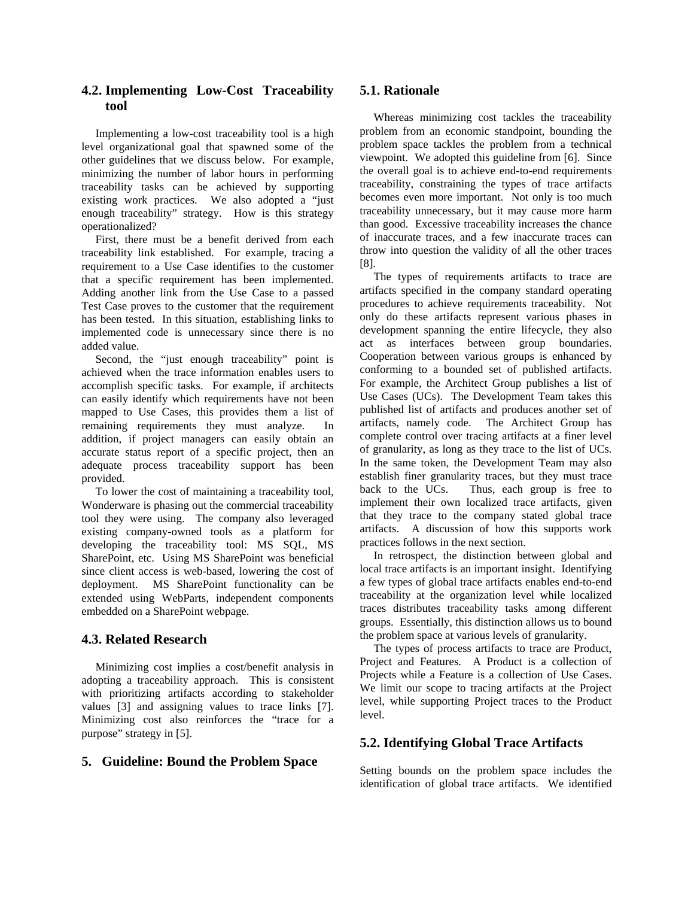## 4.2. Implementing Low-Cost Traceability tool

Implementing a low-cost traceability tool is a high level organizational goal that spawned some of the other guidelines that we discuss below. For example, minimizing the number of labor hours in performing traceability tasks can be achieved by supporting existing work practices. We also adopted a "just enough traceability" strategy. How is this strategy operationalized?

First, there must be a benefit derived from each traceability link established. For example, tracing a requirement to a Use Case identifies to the customer that a specific requirement has been implemented. Adding another link from the Use Case to a passed Test Case proves to the customer that the requirement has been tested. In this situation, establishing links to implemented code is unnecessary since there is no added value.

Second, the "just enough traceability" point is achieved when the trace information enables users to accomplish specific tasks. For example, if architects can easily identify which requirements have not been mapped to Use Cases, this provides them a list of remaining requirements they must analyze. In addition, if project managers can easily obtain an accurate status report of a specific project, then an adequate process traceability support has been provided.

To lower the cost of maintaining a traceability tool, Wonderware is phasing out the commercial traceability tool they were using. The company also leveraged existing company-owned tools as a platform for developing the traceability tool: MS SQL, MS SharePoint, etc. Using MS SharePoint was beneficial since client access is web-based, lowering the cost of deployment. MS SharePoint functionality can be extended using WebParts, independent components embedded on a SharePoint webpage.

## 4.3. Related Research

Minimizing cost implies a cost/benefit analysis in adopting a traceability approach. This is consistent with prioritizing artifacts according to stakeholder values [3] and assigning values to trace links [7]. Minimizing cost also reinforces the "trace for a purpose" strategy in [5].

# 5. Guideline: Bound the Problem Space

## 5.1. Rationale

Whereas minimizing cost tackles the traceability problem from an economic standpoint, bounding the problem space tackles the problem from a technical viewpoint. We adopted this guideline from [6]. Since the overall goal is to achieve end-to-end requirements traceability, constraining the types of trace artifacts becomes even more important. Not only is too much traceability unnecessary, but it may cause more harm than good. Excessive traceability increases the chance of inaccurate traces, and a few inaccurate traces can throw into question the validity of all the other traces [8].

The types of requirements artifacts to trace are artifacts specified in the company standard operating procedures to achieve requirements traceability. Not only do these artifacts represent various phases in development spanning the entire lifecycle, they also act as interfaces between group boundaries. Cooperation between various groups is enhanced by conforming to a bounded set of published artifacts. For example, the Architect Group publishes a list of Use Cases (UCs). The Development Team takes this published list of artifacts and produces another set of artifacts, namely code. The Architect Group has complete control over tracing artifacts at a finer level of granularity, as long as they trace to the list of UCs. In the same token, the Development Team may also establish finer granularity traces, but they must trace back to the UCs. Thus, each group is free to implement their own localized trace artifacts, given that they trace to the company stated global trace artifacts. A discussion of how this supports work practices follows in the next section.

In retrospect, the distinction between global and local trace artifacts is an important insight. Identifying a few types of global trace artifacts enables end-to-end traceability at the organization level while localized traces distributes traceability tasks among different groups. Essentially, this distinction allows us to bound the problem space at various levels of granularity.

The types of process artifacts to trace are Product, Project and Features. A Product is a collection of Projects while a Feature is a collection of Use Cases. We limit our scope to tracing artifacts at the Project level, while supporting Project traces to the Product level.

## 5.2. Identifying Global Trace Artifacts

Setting bounds on the problem space includes the identification of global trace artifacts. We identified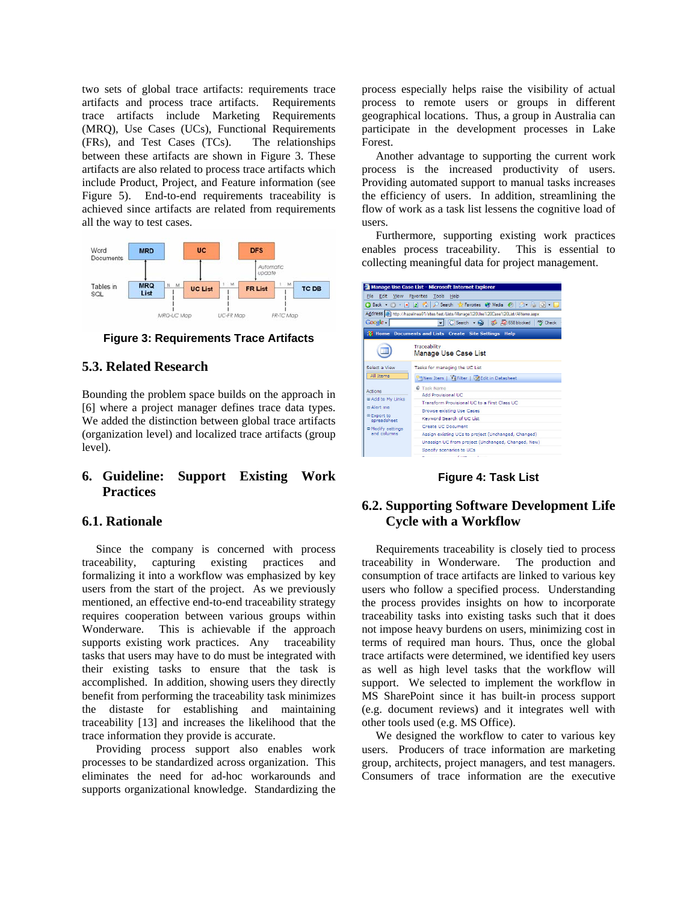two sets of global trace artifacts: requirements trace artifacts and process trace artifacts. Requirements trace artifacts include Marketing Requirements (MRQ), Use Cases (UCs), Functional Requirements (FRs), and Test Cases (TCs). The relationships between these artifacts are shown in Figure 3. These artifacts are also related to process trace artifacts which include Product, Project, and Feature information (see Figure 5). End-to-end requirements traceability is achieved since artifacts are related from requirements all the way to test cases.

**Figure 3: Requirements Trace Artifacts**

## 5.3. Related Research

Bounding the problem space builds on the approach in [6] where a project manager defines trace data types. We added the distinction between global trace artifacts (organization level) and localized trace artifacts (group level).

# 6. Guideline: Support Existing Work Practices

## 6.1. Rationale

Since the company is concerned with process traceability, capturing existing practices and formalizing it into a workflow was emphasized by key users from the start of the project. As we previously mentioned, an effective end-to-end traceability strategy requires cooperation between various groups within Wonderware. This is achievable if the approach supports existing work practices. Any traceability tasks that users may have to do must be integrated with their existing tasks to ensure that the task is accomplished. In addition, showing users they directly benefit from performing the traceability task minimizes the distaste for establishing and maintaining traceability [13] and increases the likelihood that the trace information they provide is accurate.

Providing process support also enables work processes to be standardized across organization. This eliminates the need for ad-hoc workarounds and supports organizational knowledge. Standardizing the process especially helps raise the visibility of actual process to remote users or groups in different geographical locations. Thus, a group in Australia can participate in the development processes in Lake Forest.

Another advantage to supporting the current work process is the increased productivity of users. Providing automated support to manual tasks increases the efficiency of users. In addition, streamlining the flow of work as a task list lessens the cognitive load of users.

Furthermore, supporting existing work practices enables process traceability. This is essential to collecting meaningful data for project management.

**Figure 4: Task List**

## 6.2. Supporting Software Development Life Cycle with a Workflow

Requirements traceability is closely tied to process traceability in Wonderware. The production and consumption of trace artifacts are linked to various key users who follow a specified process. Understanding the process provides insights on how to incorporate traceability tasks into existing tasks such that it does not impose heavy burdens on users, minimizing cost in terms of required man hours. Thus, once the global trace artifacts were determined, we identified key users as well as high level tasks that the workflow will support. We selected to implement the workflow in MS SharePoint since it has built-in process support (e.g. document reviews) and it integrates well with other tools used (e.g. MS Office).

We designed the workflow to cater to various key users. Producers of trace information are marketing group, architects, project managers, and test managers. Consumers of trace information are the executive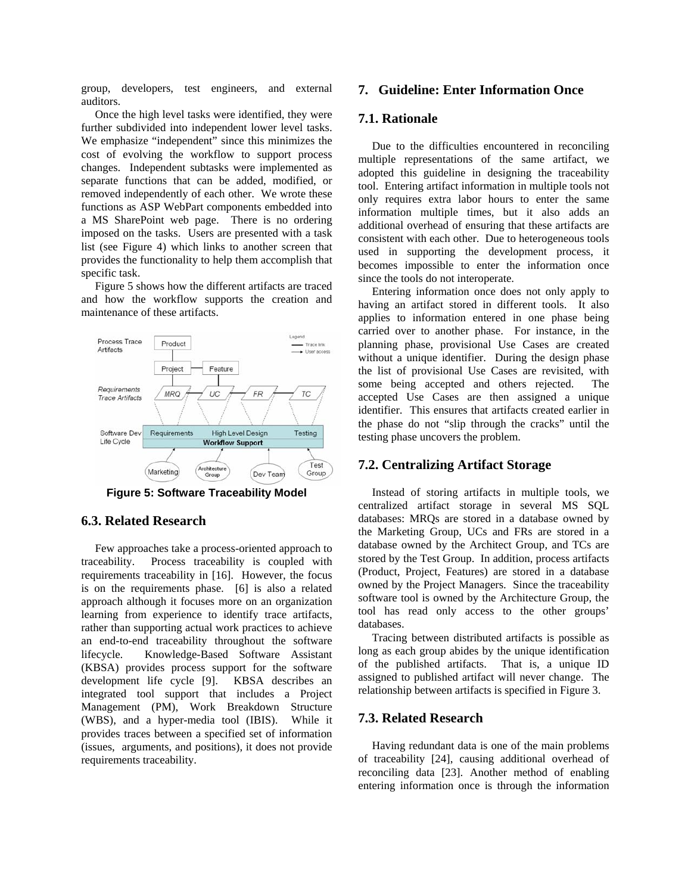group, developers, test engineers, and external auditors.

Once the high level tasks were identified, they were further subdivided into independent lower level tasks. We emphasize "independent" since this minimizes the cost of evolving the workflow to support process changes. Independent subtasks were implemented as separate functions that can be added, modified, or removed independently of each other. We wrote these functions as ASP WebPart components embedded into a MS SharePoint web page. There is no ordering imposed on the tasks. Users are presented with a task list (see Figure 4) which links to another screen that provides the functionality to help them accomplish that specific task.

Figure 5 shows how the different artifacts are traced and how the workflow supports the creation and maintenance of these artifacts.

**Figure 5: Software Traceability Model**

## 6.3. Related Research

Few approaches take a process-oriented approach to traceability. Process traceability is coupled with requirements traceability in [16]. However, the focus is on the requirements phase. [6] is also a related approach although it focuses more on an organization learning from experience to identify trace artifacts, rather than supporting actual work practices to achieve an end-to-end traceability throughout the software lifecycle. Knowledge-Based Software Assistant (KBSA) provides process support for the software development life cycle [9]. KBSA describes an integrated tool support that includes a Project Management (PM), Work Breakdown Structure (WBS), and a hyper-media tool (IBIS). While it provides traces between a specified set of information (issues, arguments, and positions), it does not provide requirements traceability.

# 7. Guideline: Enter Information Once

## 7.1. Rationale

Due to the difficulties encountered in reconciling multiple representations of the same artifact, we adopted this guideline in designing the traceability tool. Entering artifact information in multiple tools not only requires extra labor hours to enter the same information multiple times, but it also adds an additional overhead of ensuring that these artifacts are consistent with each other. Due to heterogeneous tools used in supporting the development process, it becomes impossible to enter the information once since the tools do not interoperate.

Entering information once does not only apply to having an artifact stored in different tools. It also applies to information entered in one phase being carried over to another phase. For instance, in the planning phase, provisional Use Cases are created without a unique identifier. During the design phase the list of provisional Use Cases are revisited, with some being accepted and others rejected. The accepted Use Cases are then assigned a unique identifier. This ensures that artifacts created earlier in the phase do not "slip through the cracks" until the testing phase uncovers the problem.

## 7.2. Centralizing Artifact Storage

Instead of storing artifacts in multiple tools, we centralized artifact storage in several MS SQL databases: MRQs are stored in a database owned by the Marketing Group, UCs and FRs are stored in a database owned by the Architect Group, and TCs are stored by the Test Group. In addition, process artifacts (Product, Project, Features) are stored in a database owned by the Project Managers. Since the traceability software tool is owned by the Architecture Group, the tool has read only access to the other groups' databases.

Tracing between distributed artifacts is possible as long as each group abides by the unique identification of the published artifacts. That is, a unique ID assigned to published artifact will never change. The relationship between artifacts is specified in Figure 3.

## 7.3. Related Research

Having redundant data is one of the main problems of traceability [24], causing additional overhead of reconciling data [23]. Another method of enabling entering information once is through the information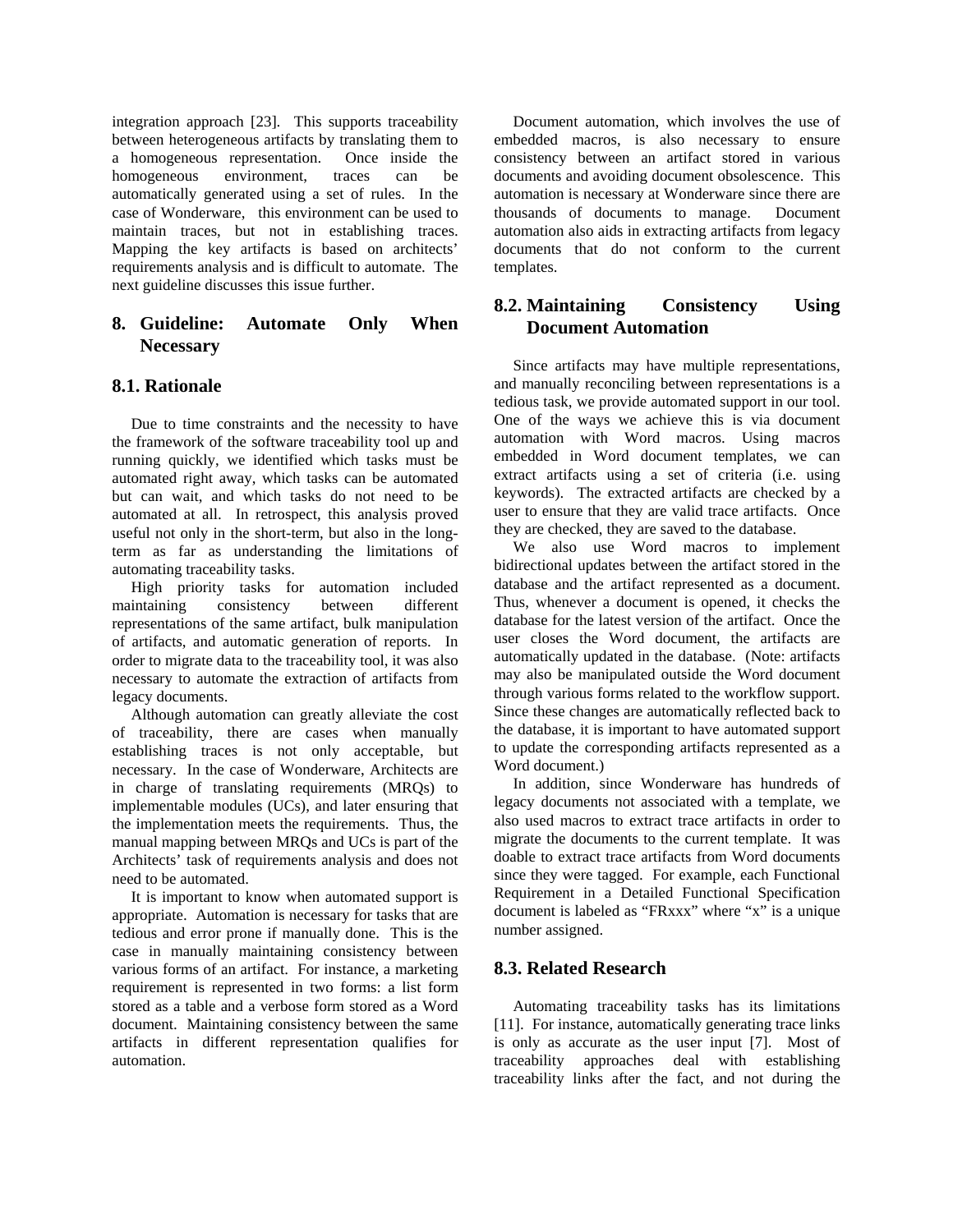integration approach [23]. This supports traceability between heterogeneous artifacts by translating them to a homogeneous representation. Once inside the homogeneous environment, traces can be automatically generated using a set of rules. In the case of Wonderware, this environment can be used to maintain traces, but not in establishing traces. Mapping the key artifacts is based on architects' requirements analysis and is difficult to automate. The next guideline discusses this issue further.

## 8. Guideline: Automate Only When Necessary

### 8.1. Rationale

Due to time constraints and the necessity to have the framework of the software traceability tool up and running quickly, we identified which tasks must be automated right away, which tasks can be automated but can wait, and which tasks do not need to be automated at all. In retrospect, this analysis proved useful not only in the short-term, but also in the long-term as far as understanding the limitations of automating traceability tasks.

High priority tasks for automation included maintaining consistency between different representations of the same artifact, bulk manipulation of artifacts, and automatic generation of reports. In order to migrate data to the traceability tool, it was also necessary to automate the extraction of artifacts from legacy documents.

Although automation can greatly alleviate the cost of traceability, there are cases when manually establishing traces is not only acceptable, but necessary. In the case of Wonderware, Architects are in charge of translating requirements (MRQs) to implementable modules (UCs), and later ensuring that the implementation meets the requirements. Thus, the manual mapping between MRQs and UCs is part of the Architects' task of requirements analysis and does not need to be automated.

It is important to know when automated support is appropriate. Automation is necessary for tasks that are tedious and error prone if manually done. This is the case in manually maintaining consistency between various forms of an artifact. For instance, a marketing requirement is represented in two forms: a list form stored as a table and a verbose form stored as a Word document. Maintaining consistency between the same artifacts in different representation qualifies for automation.

Document automation, which involves the use of embedded macros, is also necessary to ensure consistency between an artifact stored in various documents and avoiding document obsolescence. This automation is necessary at Wonderware since there are thousands of documents to manage. Document automation also aids in extracting artifacts from legacy documents that do not conform to the current templates.

### 8.2. Maintaining Consistency Using Document Automation

Since artifacts may have multiple representations, and manually reconciling between representations is a tedious task, we provide automated support in our tool. One of the ways we achieve this is via document automation with Word macros. Using macros embedded in Word document templates, we can extract artifacts using a set of criteria (i.e. using keywords). The extracted artifacts are checked by a user to ensure that they are valid trace artifacts. Once they are checked, they are saved to the database.

We also use Word macros to implement bidirectional updates between the artifact stored in the database and the artifact represented as a document. Thus, whenever a document is opened, it checks the database for the latest version of the artifact. Once the user closes the Word document, the artifacts are automatically updated in the database. (Note: artifacts may also be manipulated outside the Word document through various forms related to the workflow support. Since these changes are automatically reflected back to the database, it is important to have automated support to update the corresponding artifacts represented as a Word document.)

In addition, since Wonderware has hundreds of legacy documents not associated with a template, we also used macros to extract trace artifacts in order to migrate the documents to the current template. It was doable to extract trace artifacts from Word documents since they were tagged. For example, each Functional Requirement in a Detailed Functional Specification document is labeled as "FRxxx" where "x" is a unique number assigned.

### 8.3. Related Research

Automating traceability tasks has its limitations [11]. For instance, automatically generating trace links is only as accurate as the user input [7]. Most of traceability approaches deal with establishing traceability links after the fact, and not during the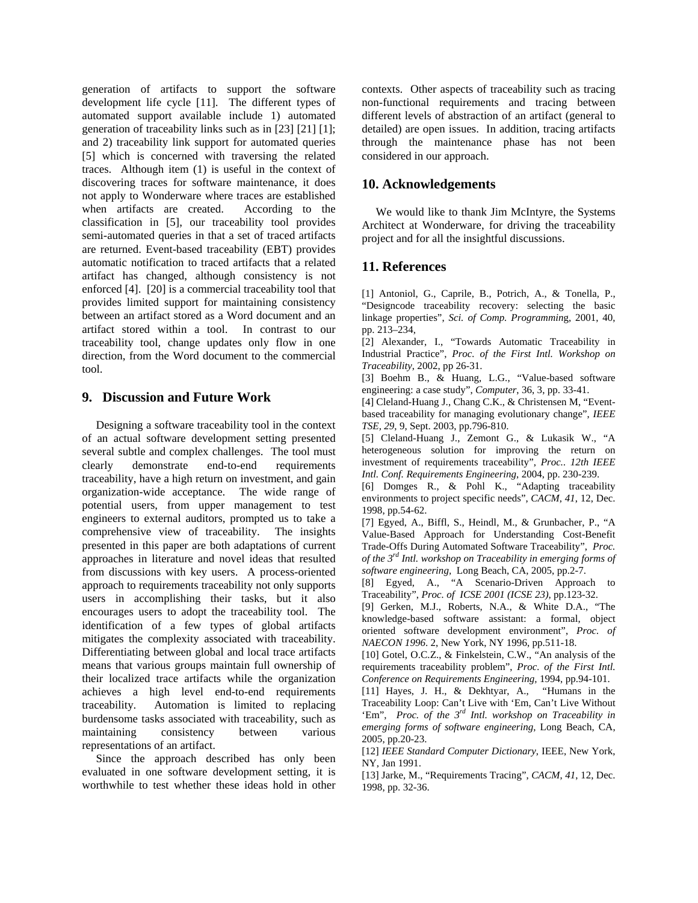generation of artifacts to support the software development life cycle [11]. The different types of automated support available include 1) automated generation of traceability links such as in [23] [21] [1]; and 2) traceability link support for automated queries [5] which is concerned with traversing the related traces. Although item (1) is useful in the context of discovering traces for software maintenance, it does not apply to Wonderware where traces are established when artifacts are created. According to the classification in [5], our traceability tool provides semi-automated queries in that a set of traced artifacts are returned. Event-based traceability (EBT) provides automatic notification to traced artifacts that a related artifact has changed, although consistency is not enforced [4]. [20] is a commercial traceability tool that provides limited support for maintaining consistency between an artifact stored as a Word document and an artifact stored within a tool. In contrast to our traceability tool, change updates only flow in one direction, from the Word document to the commercial tool.

## 9. Discussion and Future Work

Designing a software traceability tool in the context of an actual software development setting presented several subtle and complex challenges. The tool must clearly demonstrate end-to-end requirements traceability, have a high return on investment, and gain organization-wide acceptance. The wide range of potential users, from upper management to test engineers to external auditors, prompted us to take a comprehensive view of traceability. The insights presented in this paper are both adaptations of current approaches in literature and novel ideas that resulted from discussions with key users. A process-oriented approach to requirements traceability not only supports users in accomplishing their tasks, but it also encourages users to adopt the traceability tool. The identification of a few types of global artifacts mitigates the complexity associated with traceability. Differentiating between global and local trace artifacts means that various groups maintain full ownership of their localized trace artifacts while the organization achieves a high level end-to-end requirements traceability. Automation is limited to replacing burdensome tasks associated with traceability, such as maintaining consistency between various representations of an artifact.

Since the approach described has only been evaluated in one software development setting, it is worthwhile to test whether these ideas hold in other contexts. Other aspects of traceability such as tracing non-functional requirements and tracing between different levels of abstraction of an artifact (general to detailed) are open issues. In addition, tracing artifacts through the maintenance phase has not been considered in our approach.

## 10. Acknowledgements

We would like to thank Jim McIntyre, the Systems Architect at Wonderware, for driving the traceability project and for all the insightful discussions.

## 11. References

[1] Antoniol, G., Caprile, B., Potrich, A., & Tonella, P., "Designcode traceability recovery: selecting the basic linkage properties", *Sci. of Comp. Programming*, 2001, 40, pp. 213–234,

[2] Alexander, I., "Towards Automatic Traceability in Industrial Practice", *Proc. of the First Intl. Workshop on Traceability*, 2002, pp 26-31.

[3] Boehm B., & Huang, L.G., "Value-based software engineering: a case study", *Computer*, 36, 3, pp. 33-41.

[4] Cleland-Huang J., Chang C.K., & Christensen M, "Event-based traceability for managing evolutionary change", *IEEE TSE, 29*, 9, Sept. 2003, pp.796-810.

[5] Cleland-Huang J., Zemont G., & Lukasik W., "A heterogeneous solution for improving the return on investment of requirements traceability", *Proc.. 12th IEEE Intl. Conf. Requirements Engineering*, 2004, pp. 230-239.

[6] Domges R., & Pohl K., "Adapting traceability environments to project specific needs", *CACM*, *41*, 12, Dec. 1998, pp.54-62.

[7] Egyed, A., Biffl, S., Heindl, M., & Grunbacher, P., "A Value-Based Approach for Understanding Cost-Benefit Trade-Offs During Automated Software Traceability", *Proc. of the 3rd Intl. workshop on Traceability in emerging forms of software engineering*, Long Beach, CA, 2005, pp.2-7.

[8] Egyed, A., "A Scenario-Driven Approach to Traceability", *Proc. of ICSE 2001 (ICSE 23)*, pp.123-32.

[9] Gerken, M.J., Roberts, N.A., & White D.A., "The knowledge-based software assistant: a formal, object oriented software development environment", *Proc. of NAECON 1996*. 2, New York, NY 1996, pp.511-18.

[10] Gotel, O.C.Z., & Finkelstein, C.W., "An analysis of the requirements traceability problem", *Proc. of the First Intl. Conference on Requirements Engineering*, 1994, pp.94-101.

[11] Hayes, J. H., & Dekhtyar, A., "Humans in the Traceability Loop: Can't Live with 'Em, Can't Live Without 'Em", *Proc. of the 3rd Intl. workshop on Traceability in emerging forms of software engineering*, Long Beach, CA, 2005, pp.20-23.

[12] *IEEE Standard Computer Dictionary*, IEEE, New York, NY, Jan 1991.

[13] Jarke, M., "Requirements Tracing", *CACM*, *41*, 12, Dec. 1998, pp. 32-36.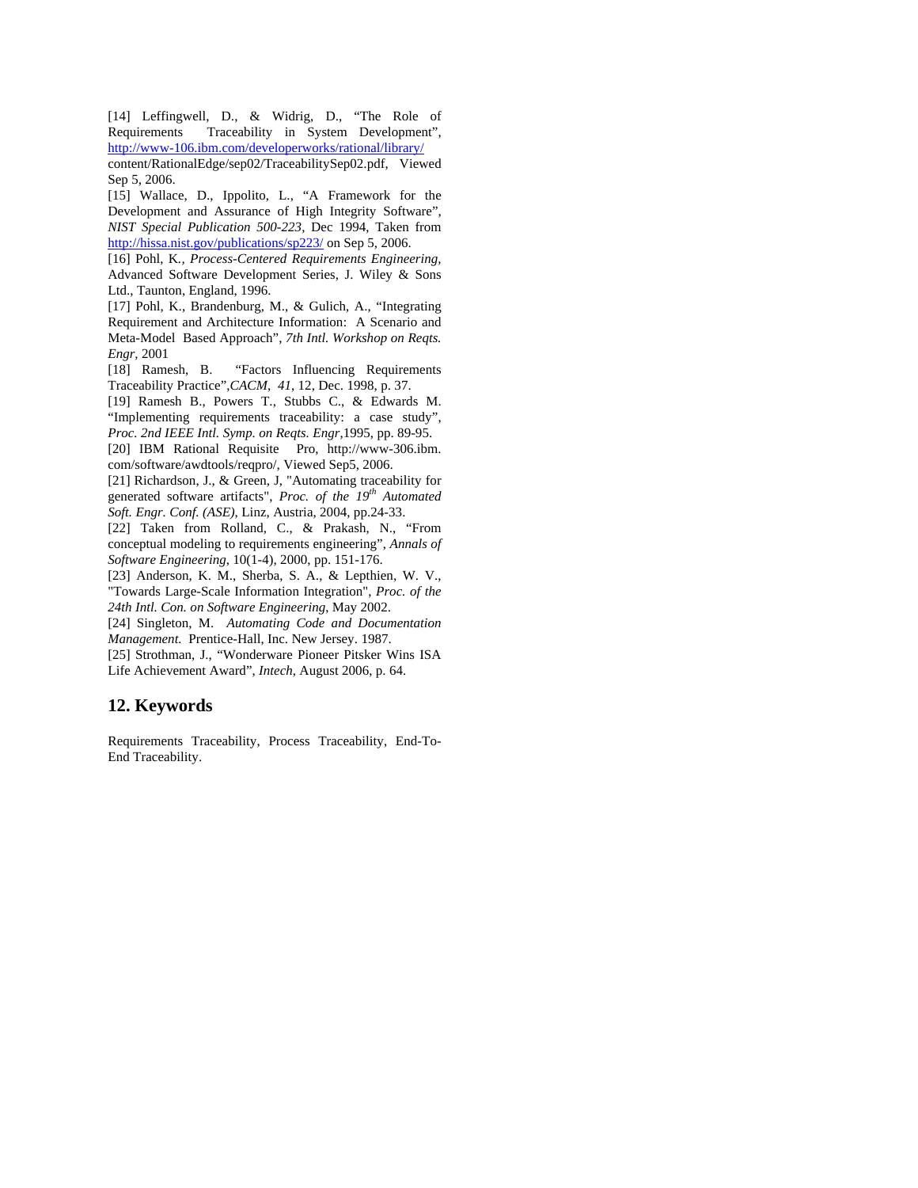[14] Leffingwell, D., & Widrig, D., "The Role of Requirements Traceability in System Development", http://www-106.ibm.com/developerworks/rational/library/content/RationalEdge/sep02/TraceabilitySep02.pdf, Viewed Sep 5, 2006.

[15] Wallace, D., Ippolito, L., "A Framework for the Development and Assurance of High Integrity Software", *NIST Special Publication 500-223*, Dec 1994, Taken from http://hissa.nist.gov/publications/sp223/ on Sep 5, 2006.

[16] Pohl, K., *Process-Centered Requirements Engineering*, Advanced Software Development Series, J. Wiley & Sons Ltd., Taunton, England, 1996.

[17] Pohl, K., Brandenburg, M., & Gulich, A., "Integrating Requirement and Architecture Information: A Scenario and Meta-Model Based Approach", *7th Intl. Workshop on Reqts. Engr*, 2001

[18] Ramesh, B. "Factors Influencing Requirements Traceability Practice",*CACM*, *41*, 12, Dec. 1998, p. 37.

[19] Ramesh B., Powers T., Stubbs C., & Edwards M. "Implementing requirements traceability: a case study", *Proc. 2nd IEEE Intl. Symp. on Reqts. Engr*,1995, pp. 89-95.

[20] IBM Rational Requisite Pro, http://www-306.ibm.com/software/awdtools/reqpro/, Viewed Sep5, 2006.

[21] Richardson, J., & Green, J, "Automating traceability for generated software artifacts", *Proc. of the 19th Automated Soft. Engr. Conf. (ASE)*, Linz, Austria, 2004, pp.24-33.

[22] Taken from Rolland, C., & Prakash, N., "From conceptual modeling to requirements engineering", *Annals of Software Engineering*, 10(1-4), 2000, pp. 151-176.

[23] Anderson, K. M., Sherba, S. A., & Lepthien, W. V., "Towards Large-Scale Information Integration", *Proc. of the 24th Intl. Con. on Software Engineering*, May 2002.

[24] Singleton, M. *Automating Code and Documentation Management.* Prentice-Hall, Inc. New Jersey. 1987.

[25] Strothman, J., "Wonderware Pioneer Pitsker Wins ISA Life Achievement Award", *Intech*, August 2006, p. 64.

## 12. Keywords

Requirements Traceability, Process Traceability, End-To-End Traceability.